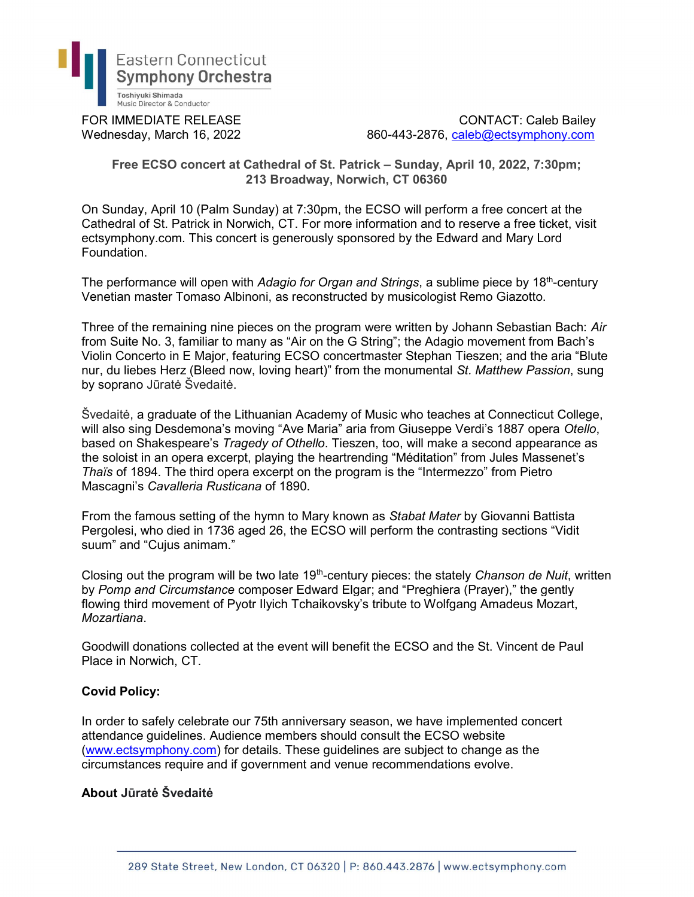Eastern Connecticut Symphony Orchestra

Toshiyuki Shimada
Music Director & Conductor

FOR IMMEDIATE RELEASE
Wednesday, March 16, 2022

CONTACT: Caleb Bailey
860-443-2876, caleb@ectsymphony.com

**Free ECSO concert at Cathedral of St. Patrick – Sunday, April 10, 2022, 7:30pm; 213 Broadway, Norwich, CT 06360**

On Sunday, April 10 (Palm Sunday) at 7:30pm, the ECSO will perform a free concert at the Cathedral of St. Patrick in Norwich, CT. For more information and to reserve a free ticket, visit ectsymphony.com. This concert is generously sponsored by the Edward and Mary Lord Foundation.

The performance will open with *Adagio for Organ and Strings*, a sublime piece by 18th-century Venetian master Tomaso Albinoni, as reconstructed by musicologist Remo Giazotto.

Three of the remaining nine pieces on the program were written by Johann Sebastian Bach: *Air* from Suite No. 3, familiar to many as "Air on the G String"; the Adagio movement from Bach's Violin Concerto in E Major, featuring ECSO concertmaster Stephan Tieszen; and the aria "Blute nur, du liebes Herz (Bleed now, loving heart)" from the monumental *St. Matthew Passion*, sung by soprano Jūratė Švedaitė.

Švedaitė, a graduate of the Lithuanian Academy of Music who teaches at Connecticut College, will also sing Desdemona's moving "Ave Maria" aria from Giuseppe Verdi's 1887 opera *Otello*, based on Shakespeare's *Tragedy of Othello*. Tieszen, too, will make a second appearance as the soloist in an opera excerpt, playing the heartrending "Méditation" from Jules Massenet's *Thaïs* of 1894. The third opera excerpt on the program is the "Intermezzo" from Pietro Mascagni's *Cavalleria Rusticana* of 1890.

From the famous setting of the hymn to Mary known as *Stabat Mater* by Giovanni Battista Pergolesi, who died in 1736 aged 26, the ECSO will perform the contrasting sections "Vidit suum" and "Cujus animam."

Closing out the program will be two late 19th-century pieces: the stately *Chanson de Nuit*, written by *Pomp and Circumstance* composer Edward Elgar; and "Preghiera (Prayer)," the gently flowing third movement of Pyotr Ilyich Tchaikovsky's tribute to Wolfgang Amadeus Mozart, *Mozartiana*.

Goodwill donations collected at the event will benefit the ECSO and the St. Vincent de Paul Place in Norwich, CT.

**Covid Policy:**

In order to safely celebrate our 75th anniversary season, we have implemented concert attendance guidelines. Audience members should consult the ECSO website (www.ectsymphony.com) for details. These guidelines are subject to change as the circumstances require and if government and venue recommendations evolve.

**About Jūratė Švedaitė**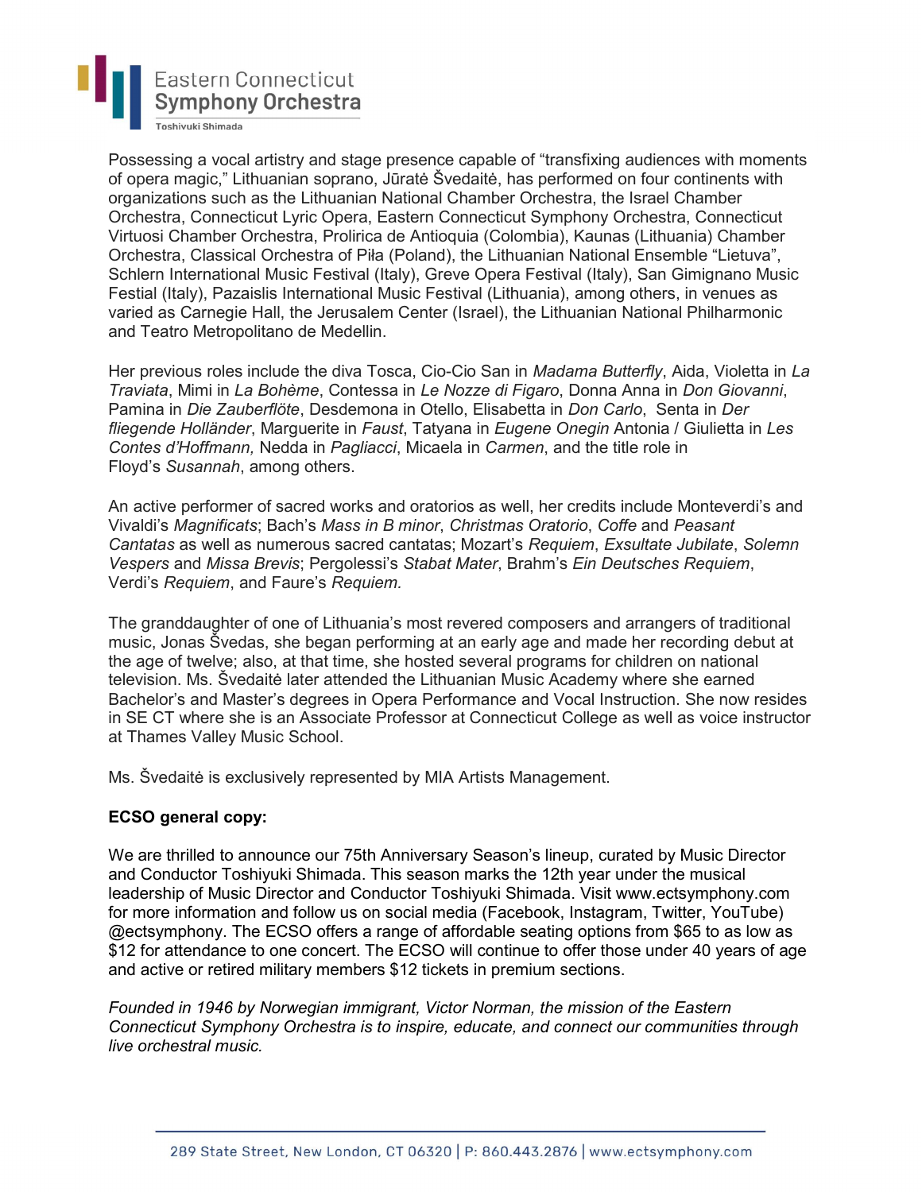Possessing a vocal artistry and stage presence capable of "transfixing audiences with moments of opera magic," Lithuanian soprano, Jūratė Švedaitė, has performed on four continents with organizations such as the Lithuanian National Chamber Orchestra, the Israel Chamber Orchestra, Connecticut Lyric Opera, Eastern Connecticut Symphony Orchestra, Connecticut Virtuosi Chamber Orchestra, Prolirica de Antioquia (Colombia), Kaunas (Lithuania) Chamber Orchestra, Classical Orchestra of Piła (Poland), the Lithuanian National Ensemble "Lietuva", Schlern International Music Festival (Italy), Greve Opera Festival (Italy), San Gimignano Music Festial (Italy), Pazaislis International Music Festival (Lithuania), among others, in venues as varied as Carnegie Hall, the Jerusalem Center (Israel), the Lithuanian National Philharmonic and Teatro Metropolitano de Medellin.

Her previous roles include the diva Tosca, Cio-Cio San in *Madama Butterfly*, Aida, Violetta in *La Traviata*, Mimi in *La Bohème*, Contessa in *Le Nozze di Figaro*, Donna Anna in *Don Giovanni*, Pamina in *Die Zauberflöte*, Desdemona in Otello, Elisabetta in *Don Carlo*, Senta in *Der fliegende Holländer*, Marguerite in *Faust*, Tatyana in *Eugene Onegin* Antonia / Giulietta in *Les Contes d'Hoffmann,* Nedda in *Pagliacci*, Micaela in *Carmen*, and the title role in Floyd's *Susannah*, among others.

An active performer of sacred works and oratorios as well, her credits include Monteverdi's and Vivaldi's *Magnificats*; Bach's *Mass in B minor*, *Christmas Oratorio*, *Coffe* and *Peasant Cantatas* as well as numerous sacred cantatas; Mozart's *Requiem*, *Exsultate Jubilate*, *Solemn Vespers* and *Missa Brevis*; Pergolessi's *Stabat Mater*, Brahm's *Ein Deutsches Requiem*, Verdi's *Requiem*, and Faure's *Requiem.*

The granddaughter of one of Lithuania's most revered composers and arrangers of traditional music, Jonas Švedas, she began performing at an early age and made her recording debut at the age of twelve; also, at that time, she hosted several programs for children on national television. Ms. Švedaitė later attended the Lithuanian Music Academy where she earned Bachelor's and Master's degrees in Opera Performance and Vocal Instruction. She now resides in SE CT where she is an Associate Professor at Connecticut College as well as voice instructor at Thames Valley Music School.

Ms. Švedaitė is exclusively represented by MIA Artists Management.

**ECSO general copy:**

We are thrilled to announce our 75th Anniversary Season's lineup, curated by Music Director and Conductor Toshiyuki Shimada. This season marks the 12th year under the musical leadership of Music Director and Conductor Toshiyuki Shimada. Visit www.ectsymphony.com for more information and follow us on social media (Facebook, Instagram, Twitter, YouTube) @ectsymphony. The ECSO offers a range of affordable seating options from $65 to as low as $12 for attendance to one concert. The ECSO will continue to offer those under 40 years of age and active or retired military members $12 tickets in premium sections.

*Founded in 1946 by Norwegian immigrant, Victor Norman, the mission of the Eastern Connecticut Symphony Orchestra is to inspire, educate, and connect our communities through live orchestral music.*